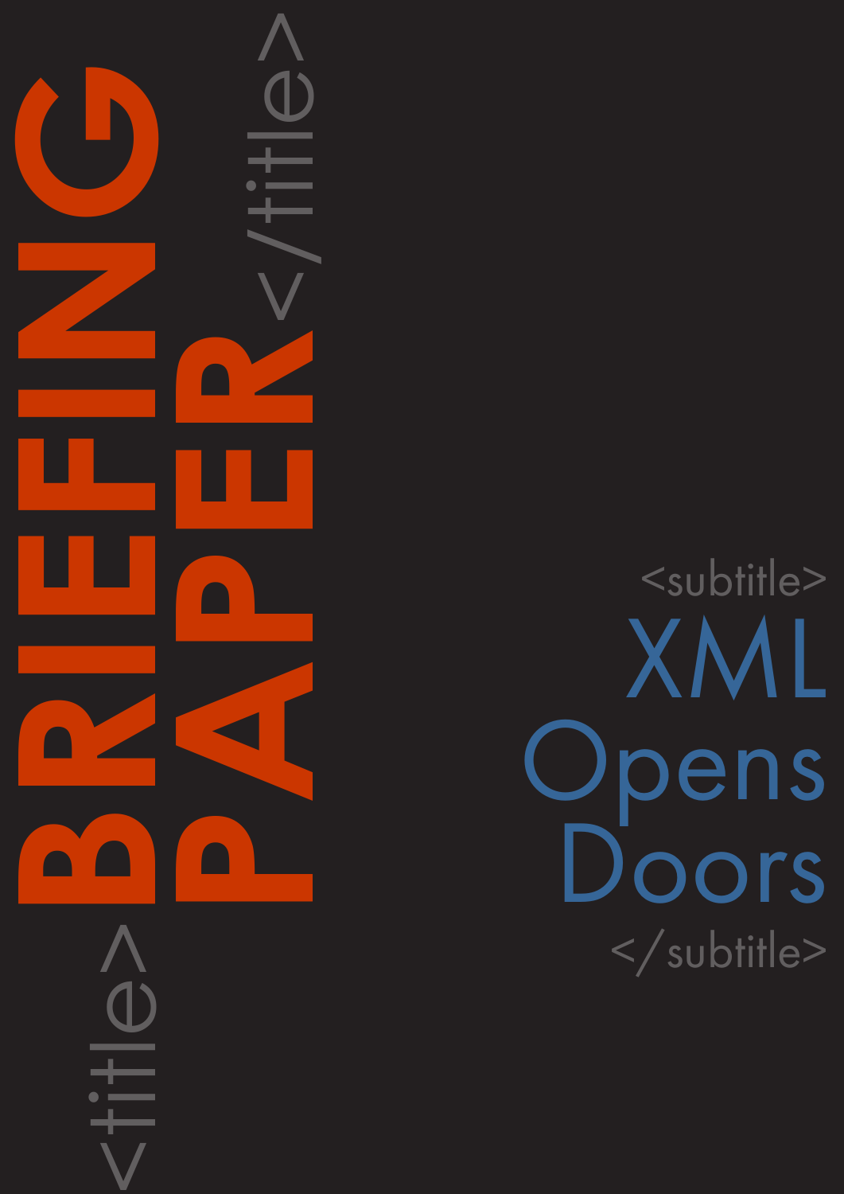# <title>BRIEFING PAPER</title>

## <subtitle>XML Opens Doors</subtitle>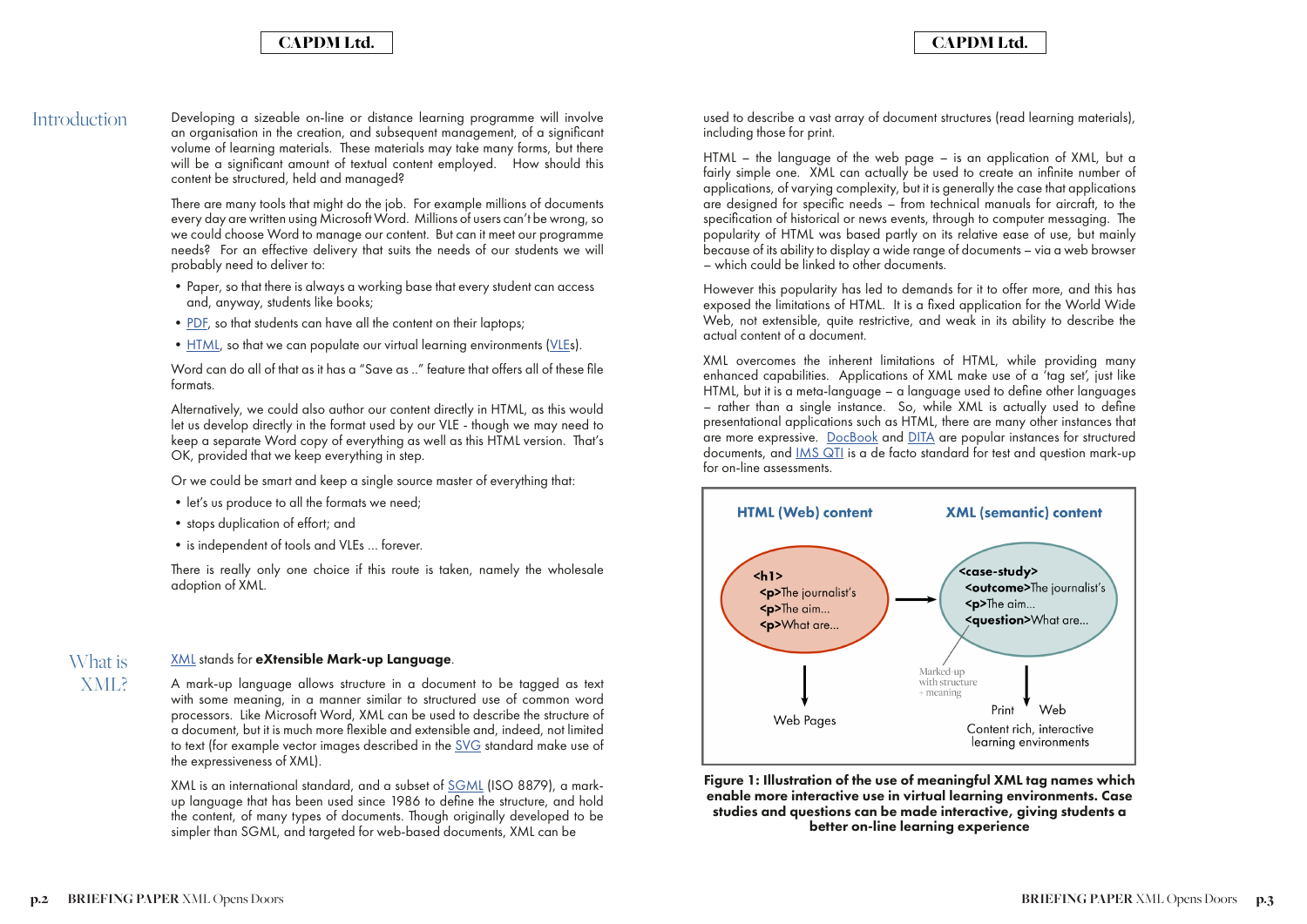## Introduction

Developing a sizeable on-line or distance learning programme will involve an organisation in the creation, and subsequent management, of a significant volume of learning materials. These materials may take many forms, but there will be a significant amount of textual content employed. How should this content be structured, held and managed?

There are many tools that might do the job. For example millions of documents every day are written using Microsoft Word. Millions of users can't be wrong, so we could choose Word to manage our content. But can it meet our programme needs? For an effective delivery that suits the needs of our students we will probably need to deliver to:

- Paper, so that there is always a working base that every student can access and, anyway, students like books;
- PDF, so that students can have all the content on their laptops;
- HTML, so that we can populate our virtual learning environments (VLEs).

Word can do all of that as it has a "Save as .." feature that offers all of these file formats.

Alternatively, we could also author our content directly in HTML, as this would let us develop directly in the format used by our VLE - though we may need to keep a separate Word copy of everything as well as this HTML version. That's OK, provided that we keep everything in step.

Or we could be smart and keep a single source master of everything that:

- let's us produce to all the formats we need;
- stops duplication of effort; and
- is independent of tools and VLEs ... forever.

There is really only one choice if this route is taken, namely the wholesale adoption of XML.

## What is XML?

XML stands for **eXtensible Mark-up Language**.

A mark-up language allows structure in a document to be tagged as text with some meaning, in a manner similar to structured use of common word processors. Like Microsoft Word, XML can be used to describe the structure of a document, but it is much more flexible and extensible and, indeed, not limited to text (for example vector images described in the SVG standard make use of the expressiveness of XML).

XML is an international standard, and a subset of SGML (ISO 8879), a mark-up language that has been used since 1986 to define the structure, and hold the content, of many types of documents. Though originally developed to be simpler than SGML, and targeted for web-based documents, XML can be used to describe a vast array of document structures (read learning materials), including those for print.

HTML – the language of the web page – is an application of XML, but a fairly simple one. XML can actually be used to create an infinite number of applications, of varying complexity, but it is generally the case that applications are designed for specific needs – from technical manuals for aircraft, to the specification of historical or news events, through to computer messaging. The popularity of HTML was based partly on its relative ease of use, but mainly because of its ability to display a wide range of documents – via a web browser – which could be linked to other documents.

However this popularity has led to demands for it to offer more, and this has exposed the limitations of HTML. It is a fixed application for the World Wide Web, not extensible, quite restrictive, and weak in its ability to describe the actual content of a document.

XML overcomes the inherent limitations of HTML, while providing many enhanced capabilities. Applications of XML make use of a 'tag set', just like HTML, but it is a meta-language – a language used to define other languages – rather than a single instance. So, while XML is actually used to define presentational applications such as HTML, there are many other instances that are more expressive. DocBook and DITA are popular instances for structured documents, and IMS QTI is a de facto standard for test and question mark-up for on-line assessments.

**HTML (Web) content** | **XML (semantic) content**

```
<h1>
  <p>The journalist's
  <p>The aim...
  <p>What are...
```

```
<case-study>
  <outcome>The journalist's
  <p>The aim...
  <question>What are...
```

Marked-up with structure + meaning

Web Pages | Print Web — Content rich, interactive learning environments

**Figure 1: Illustration of the use of meaningful XML tag names which enable more interactive use in virtual learning environments. Case studies and questions can be made interactive, giving students a better on-line learning experience**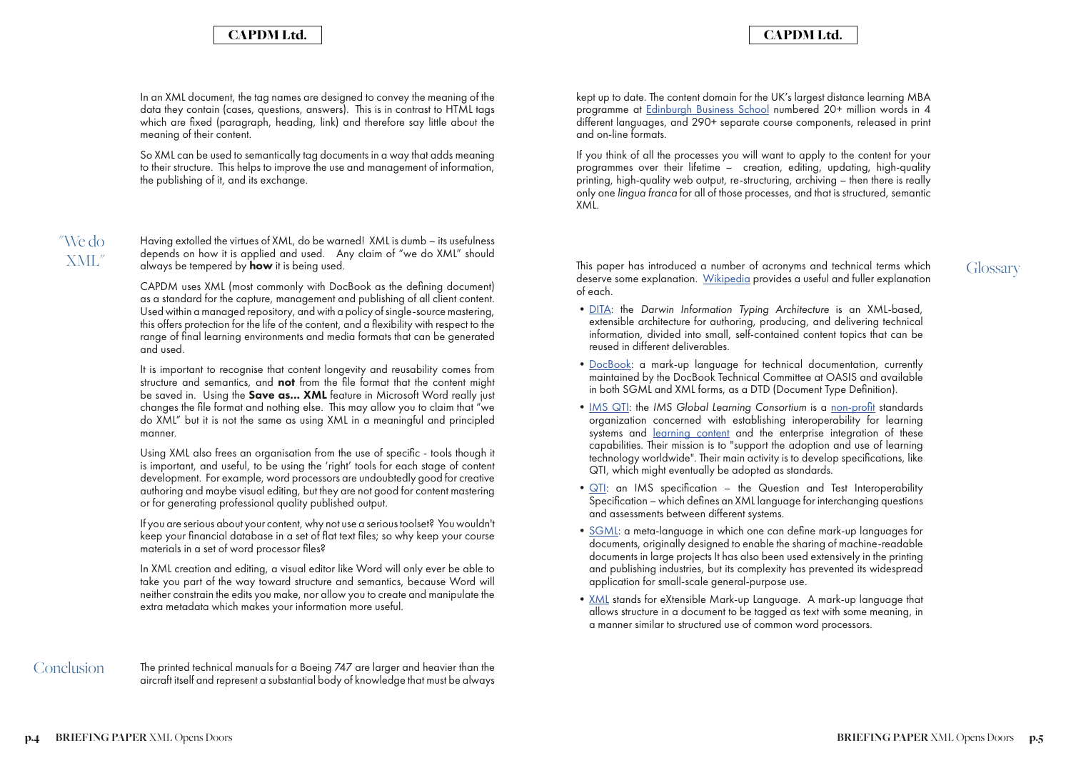In an XML document, the tag names are designed to convey the meaning of the data they contain (cases, questions, answers). This is in contrast to HTML tags which are fixed (paragraph, heading, link) and therefore say little about the meaning of their content.

So XML can be used to semantically tag documents in a way that adds meaning to their structure. This helps to improve the use and management of information, the publishing of it, and its exchange.

## "We do XML"

Having extolled the virtues of XML, do be warned! XML is dumb – its usefulness depends on how it is applied and used. Any claim of "we do XML" should always be tempered by **how** it is being used.

CAPDM uses XML (most commonly with DocBook as the defining document) as a standard for the capture, management and publishing of all client content. Used within a managed repository, and with a policy of single-source mastering, this offers protection for the life of the content, and a flexibility with respect to the range of final learning environments and media formats that can be generated and used.

It is important to recognise that content longevity and reusability comes from structure and semantics, and **not** from the file format that the content might be saved in. Using the **Save as... XML** feature in Microsoft Word really just changes the file format and nothing else. This may allow you to claim that "we do XML" but it is not the same as using XML in a meaningful and principled manner.

Using XML also frees an organisation from the use of specific - tools though it is important, and useful, to be using the 'right' tools for each stage of content development. For example, word processors are undoubtedly good for creative authoring and maybe visual editing, but they are not good for content mastering or for generating professional quality published output.

If you are serious about your content, why not use a serious toolset? You wouldn't keep your financial database in a set of flat text files; so why keep your course materials in a set of word processor files?

In XML creation and editing, a visual editor like Word will only ever be able to take you part of the way toward structure and semantics, because Word will neither constrain the edits you make, nor allow you to create and manipulate the extra metadata which makes your information more useful.

## Conclusion

The printed technical manuals for a Boeing 747 are larger and heavier than the aircraft itself and represent a substantial body of knowledge that must be always kept up to date. The content domain for the UK's largest distance learning MBA programme at Edinburgh Business School numbered 20+ million words in 4 different languages, and 290+ separate course components, released in print and on-line formats.

If you think of all the processes you will want to apply to the content for your programmes over their lifetime – creation, editing, updating, high-quality printing, high-quality web output, re-structuring, archiving – then there is really only one *lingua franca* for all of those processes, and that is structured, semantic XML.

## Glossary

This paper has introduced a number of acronyms and technical terms which deserve some explanation. Wikipedia provides a useful and fuller explanation of each.

- DITA: the *Darwin Information Typing Architecture* is an XML-based, extensible architecture for authoring, producing, and delivering technical information, divided into small, self-contained content topics that can be reused in different deliverables.
- DocBook: a mark-up language for technical documentation, currently maintained by the DocBook Technical Committee at OASIS and available in both SGML and XML forms, as a DTD (Document Type Definition).
- IMS QTI: the *IMS Global Learning Consortium* is a non-profit standards organization concerned with establishing interoperability for learning systems and learning content and the enterprise integration of these capabilities. Their mission is to "support the adoption and use of learning technology worldwide". Their main activity is to develop specifications, like QTI, which might eventually be adopted as standards.
- QTI: an IMS specification – the Question and Test Interoperability Specification – which defines an XML language for interchanging questions and assessments between different systems.
- SGML: a meta-language in which one can define mark-up languages for documents, originally designed to enable the sharing of machine-readable documents in large projects It has also been used extensively in the printing and publishing industries, but its complexity has prevented its widespread application for small-scale general-purpose use.
- XML stands for eXtensible Mark-up Language. A mark-up language that allows structure in a document to be tagged as text with some meaning, in a manner similar to structured use of common word processors.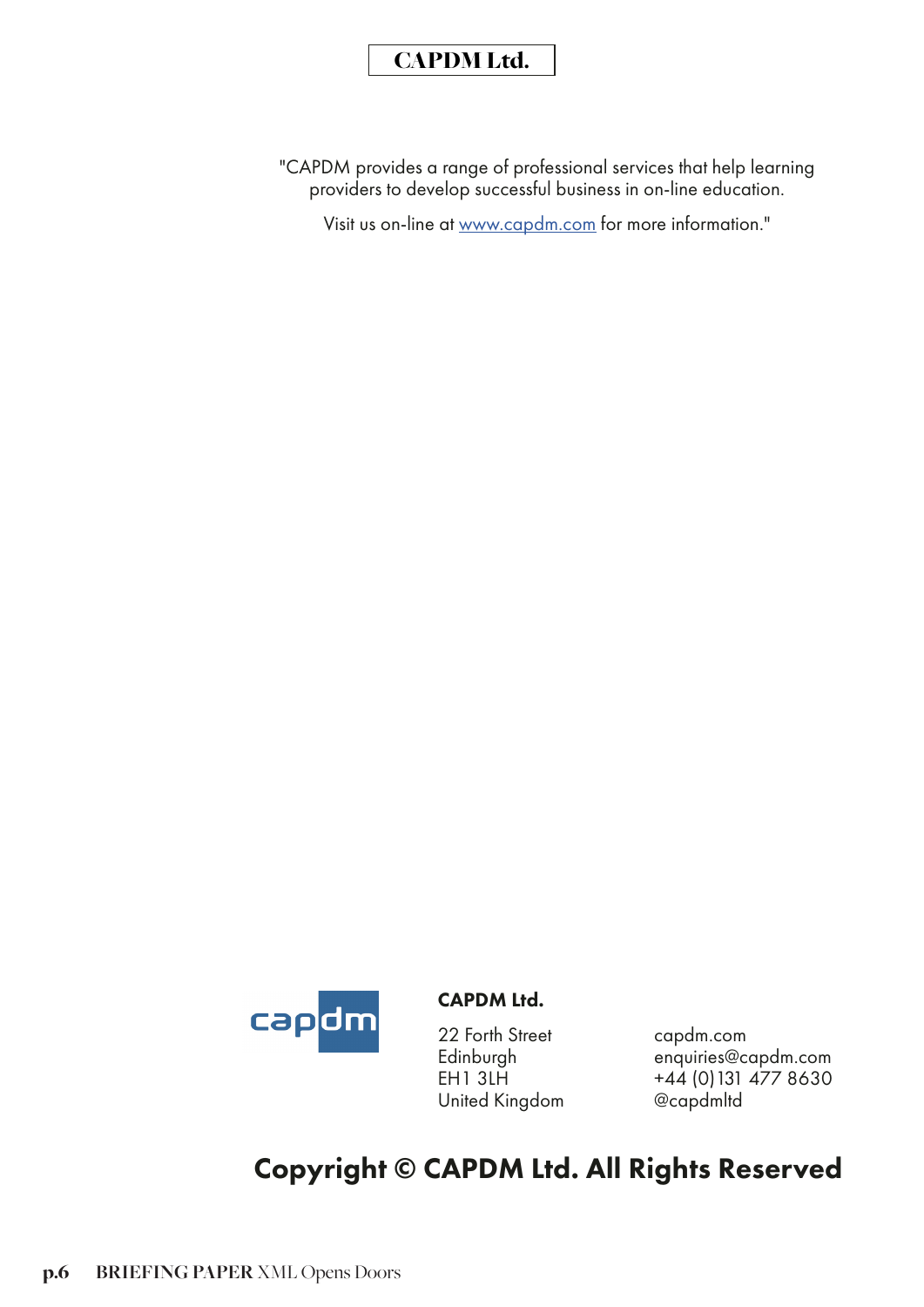**CAPDM Ltd.**

"CAPDM provides a range of professional services that help learning providers to develop successful business in on-line education.

Visit us on-line at [www.capdm.com](http://www.capdm.com) for more information."

capdm

**CAPDM Ltd.**

22 Forth Street
Edinburgh
EH1 3LH
United Kingdom

capdm.com
enquiries@capdm.com
+44 (0)131 477 8630
@capdmltd

**Copyright © CAPDM Ltd. All Rights Reserved**